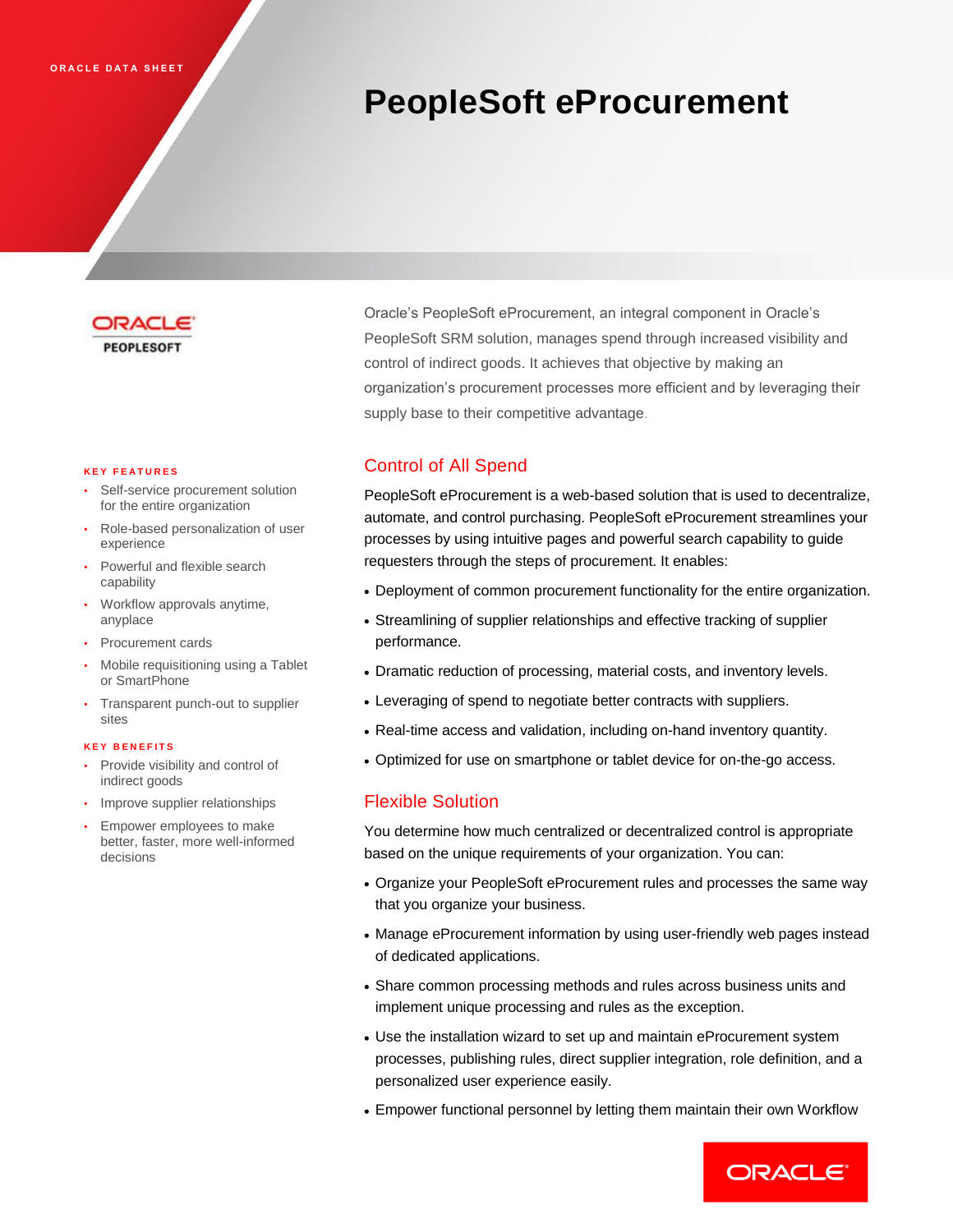ORACLE DATA SHEET

# PeopleSoft eProcurement

ORACLE PEOPLESOFT

Oracle's PeopleSoft eProcurement, an integral component in Oracle's PeopleSoft SRM solution, manages spend through increased visibility and control of indirect goods. It achieves that objective by making an organization's procurement processes more efficient and by leveraging their supply base to their competitive advantage.

**KEY FEATURES**

- Self-service procurement solution for the entire organization
- Role-based personalization of user experience
- Powerful and flexible search capability
- Workflow approvals anytime, anyplace
- Procurement cards
- Mobile requisitioning using a Tablet or SmartPhone
- Transparent punch-out to supplier sites

**KEY BENEFITS**

- Provide visibility and control of indirect goods
- Improve supplier relationships
- Empower employees to make better, faster, more well-informed decisions

## Control of All Spend

PeopleSoft eProcurement is a web-based solution that is used to decentralize, automate, and control purchasing. PeopleSoft eProcurement streamlines your processes by using intuitive pages and powerful search capability to guide requesters through the steps of procurement. It enables:

- Deployment of common procurement functionality for the entire organization.
- Streamlining of supplier relationships and effective tracking of supplier performance.
- Dramatic reduction of processing, material costs, and inventory levels.
- Leveraging of spend to negotiate better contracts with suppliers.
- Real-time access and validation, including on-hand inventory quantity.
- Optimized for use on smartphone or tablet device for on-the-go access.

## Flexible Solution

You determine how much centralized or decentralized control is appropriate based on the unique requirements of your organization. You can:

- Organize your PeopleSoft eProcurement rules and processes the same way that you organize your business.
- Manage eProcurement information by using user-friendly web pages instead of dedicated applications.
- Share common processing methods and rules across business units and implement unique processing and rules as the exception.
- Use the installation wizard to set up and maintain eProcurement system processes, publishing rules, direct supplier integration, role definition, and a personalized user experience easily.
- Empower functional personnel by letting them maintain their own Workflow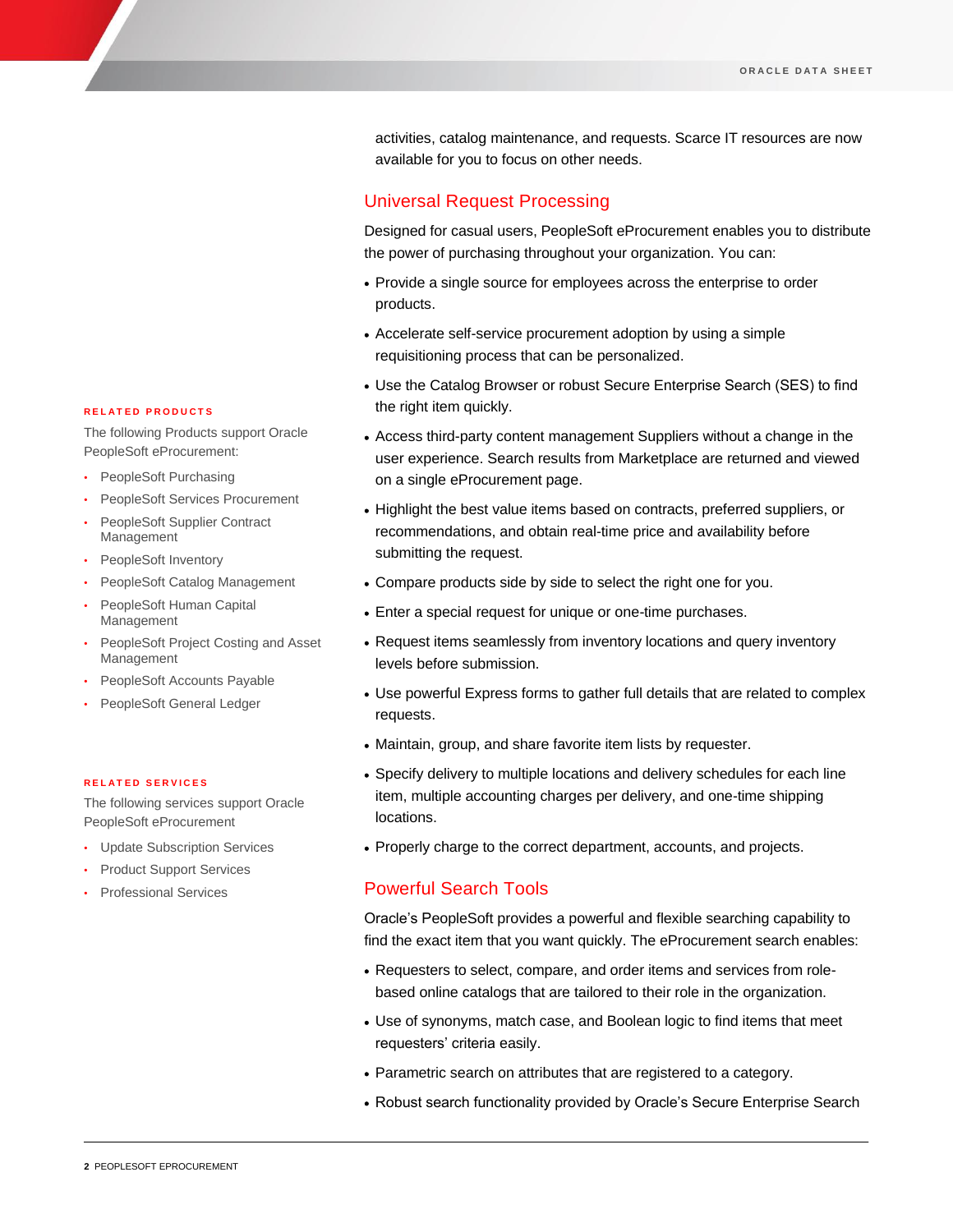activities, catalog maintenance, and requests. Scarce IT resources are now available for you to focus on other needs.

## Universal Request Processing

Designed for casual users, PeopleSoft eProcurement enables you to distribute the power of purchasing throughout your organization. You can:

- Provide a single source for employees across the enterprise to order products.
- Accelerate self-service procurement adoption by using a simple requisitioning process that can be personalized.
- Use the Catalog Browser or robust Secure Enterprise Search (SES) to find the right item quickly.
- Access third-party content management Suppliers without a change in the user experience. Search results from Marketplace are returned and viewed on a single eProcurement page.
- Highlight the best value items based on contracts, preferred suppliers, or recommendations, and obtain real-time price and availability before submitting the request.
- Compare products side by side to select the right one for you.
- Enter a special request for unique or one-time purchases.
- Request items seamlessly from inventory locations and query inventory levels before submission.
- Use powerful Express forms to gather full details that are related to complex requests.
- Maintain, group, and share favorite item lists by requester.
- Specify delivery to multiple locations and delivery schedules for each line item, multiple accounting charges per delivery, and one-time shipping locations.
- Properly charge to the correct department, accounts, and projects.

## Powerful Search Tools

Oracle's PeopleSoft provides a powerful and flexible searching capability to find the exact item that you want quickly. The eProcurement search enables:

- Requesters to select, compare, and order items and services from role-based online catalogs that are tailored to their role in the organization.
- Use of synonyms, match case, and Boolean logic to find items that meet requesters' criteria easily.
- Parametric search on attributes that are registered to a category.
- Robust search functionality provided by Oracle's Secure Enterprise Search

### RELATED PRODUCTS

The following Products support Oracle PeopleSoft eProcurement:

- PeopleSoft Purchasing
- PeopleSoft Services Procurement
- PeopleSoft Supplier Contract Management
- PeopleSoft Inventory
- PeopleSoft Catalog Management
- PeopleSoft Human Capital Management
- PeopleSoft Project Costing and Asset Management
- PeopleSoft Accounts Payable
- PeopleSoft General Ledger

### RELATED SERVICES

The following services support Oracle PeopleSoft eProcurement

- Update Subscription Services
- Product Support Services
- Professional Services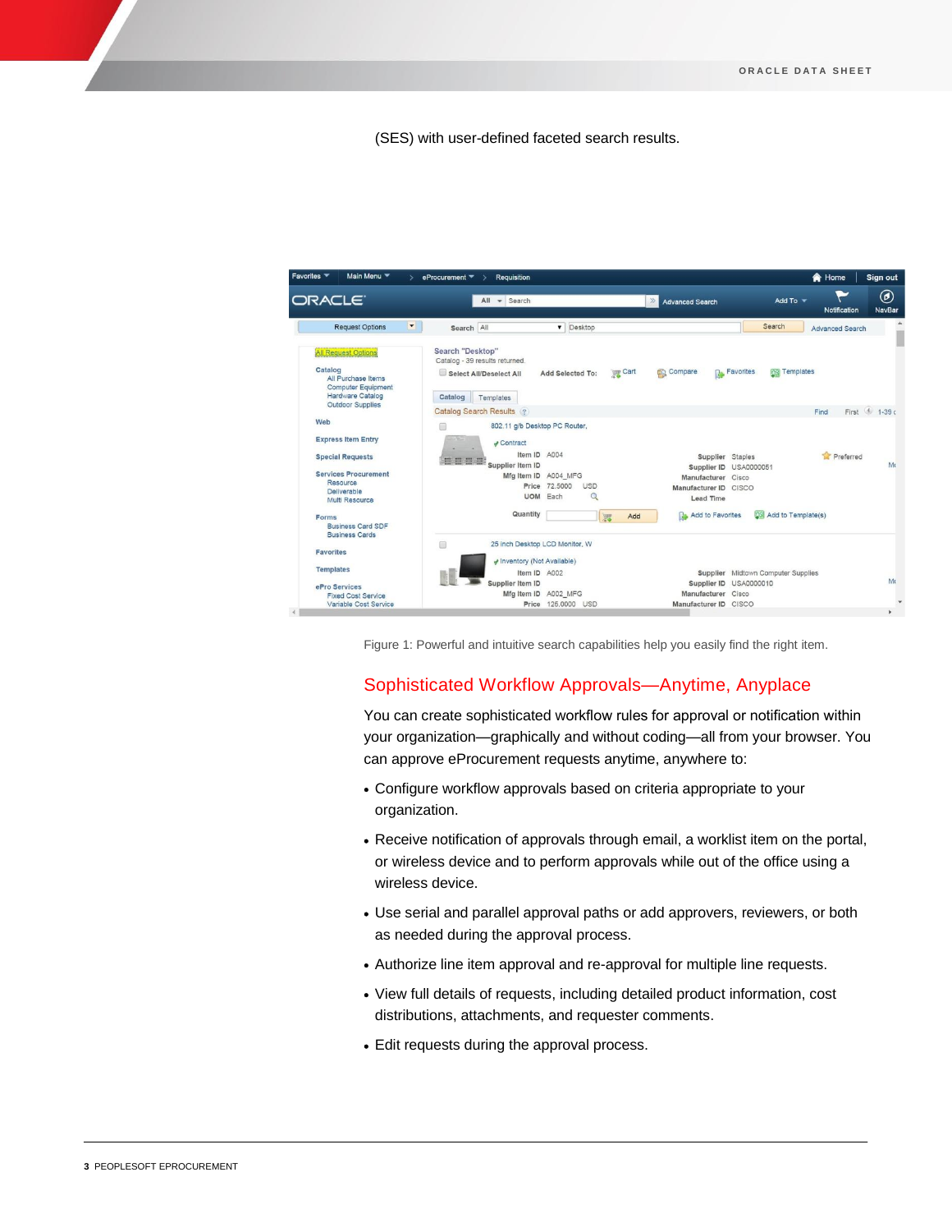(SES) with user-defined faceted search results.

Figure 1: Powerful and intuitive search capabilities help you easily find the right item.

## Sophisticated Workflow Approvals—Anytime, Anyplace

You can create sophisticated workflow rules for approval or notification within your organization—graphically and without coding—all from your browser. You can approve eProcurement requests anytime, anywhere to:

- Configure workflow approvals based on criteria appropriate to your organization.
- Receive notification of approvals through email, a worklist item on the portal, or wireless device and to perform approvals while out of the office using a wireless device.
- Use serial and parallel approval paths or add approvers, reviewers, or both as needed during the approval process.
- Authorize line item approval and re-approval for multiple line requests.
- View full details of requests, including detailed product information, cost distributions, attachments, and requester comments.
- Edit requests during the approval process.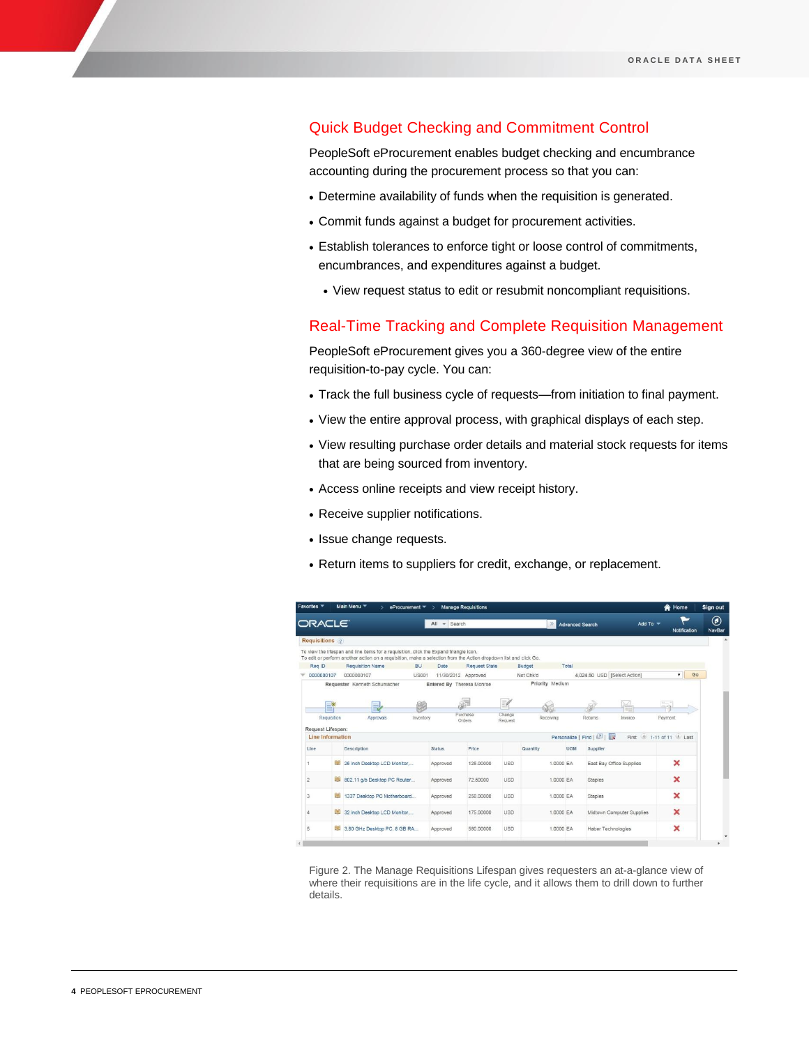## Quick Budget Checking and Commitment Control

PeopleSoft eProcurement enables budget checking and encumbrance accounting during the procurement process so that you can:

- Determine availability of funds when the requisition is generated.
- Commit funds against a budget for procurement activities.
- Establish tolerances to enforce tight or loose control of commitments, encumbrances, and expenditures against a budget.
- View request status to edit or resubmit noncompliant requisitions.

## Real-Time Tracking and Complete Requisition Management

PeopleSoft eProcurement gives you a 360-degree view of the entire requisition-to-pay cycle. You can:

- Track the full business cycle of requests—from initiation to final payment.
- View the entire approval process, with graphical displays of each step.
- View resulting purchase order details and material stock requests for items that are being sourced from inventory.
- Access online receipts and view receipt history.
- Receive supplier notifications.
- Issue change requests.
- Return items to suppliers for credit, exchange, or replacement.

Figure 2. The Manage Requisitions Lifespan gives requesters an at-a-glance view of where their requisitions are in the life cycle, and it allows them to drill down to further details.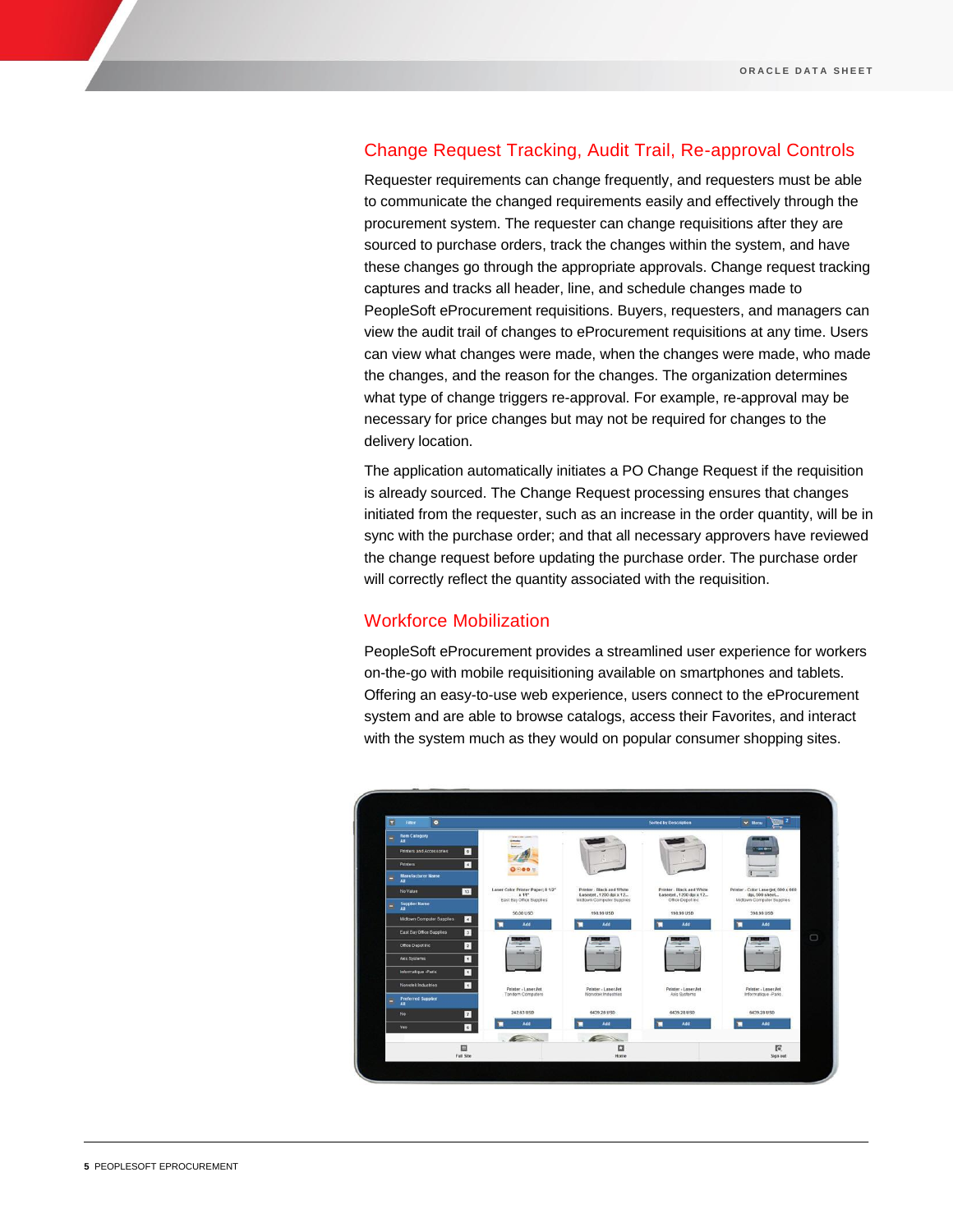## Change Request Tracking, Audit Trail, Re-approval Controls

Requester requirements can change frequently, and requesters must be able to communicate the changed requirements easily and effectively through the procurement system. The requester can change requisitions after they are sourced to purchase orders, track the changes within the system, and have these changes go through the appropriate approvals. Change request tracking captures and tracks all header, line, and schedule changes made to PeopleSoft eProcurement requisitions. Buyers, requesters, and managers can view the audit trail of changes to eProcurement requisitions at any time. Users can view what changes were made, when the changes were made, who made the changes, and the reason for the changes. The organization determines what type of change triggers re-approval. For example, re-approval may be necessary for price changes but may not be required for changes to the delivery location.

The application automatically initiates a PO Change Request if the requisition is already sourced. The Change Request processing ensures that changes initiated from the requester, such as an increase in the order quantity, will be in sync with the purchase order; and that all necessary approvers have reviewed the change request before updating the purchase order. The purchase order will correctly reflect the quantity associated with the requisition.

## Workforce Mobilization

PeopleSoft eProcurement provides a streamlined user experience for workers on-the-go with mobile requisitioning available on smartphones and tablets. Offering an easy-to-use web experience, users connect to the eProcurement system and are able to browse catalogs, access their Favorites, and interact with the system much as they would on popular consumer shopping sites.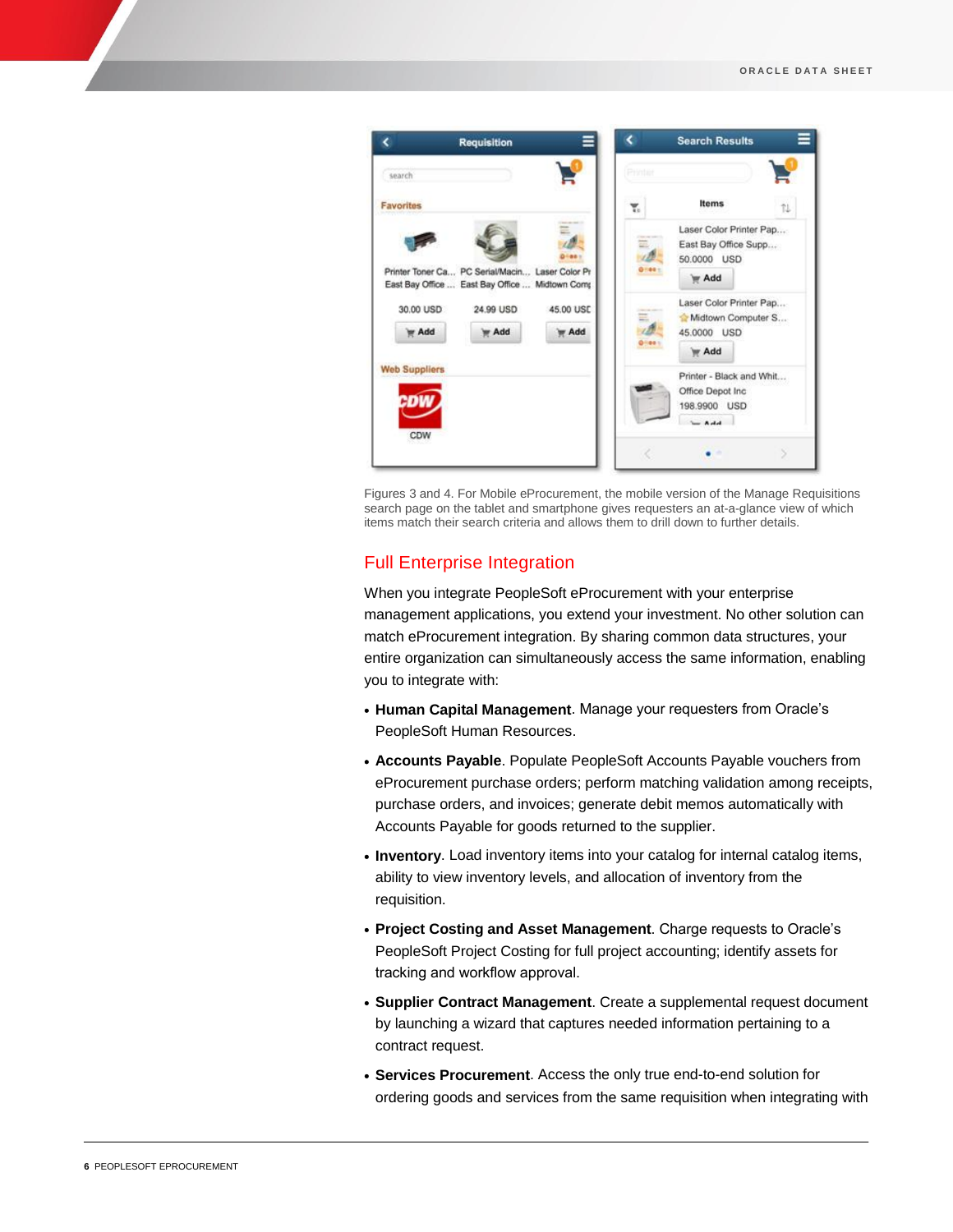Figures 3 and 4. For Mobile eProcurement, the mobile version of the Manage Requisitions search page on the tablet and smartphone gives requesters an at-a-glance view of which items match their search criteria and allows them to drill down to further details.

## Full Enterprise Integration

When you integrate PeopleSoft eProcurement with your enterprise management applications, you extend your investment. No other solution can match eProcurement integration. By sharing common data structures, your entire organization can simultaneously access the same information, enabling you to integrate with:

- **Human Capital Management**. Manage your requesters from Oracle's PeopleSoft Human Resources.
- **Accounts Payable**. Populate PeopleSoft Accounts Payable vouchers from eProcurement purchase orders; perform matching validation among receipts, purchase orders, and invoices; generate debit memos automatically with Accounts Payable for goods returned to the supplier.
- **Inventory**. Load inventory items into your catalog for internal catalog items, ability to view inventory levels, and allocation of inventory from the requisition.
- **Project Costing and Asset Management**. Charge requests to Oracle's PeopleSoft Project Costing for full project accounting; identify assets for tracking and workflow approval.
- **Supplier Contract Management**. Create a supplemental request document by launching a wizard that captures needed information pertaining to a contract request.
- **Services Procurement**. Access the only true end-to-end solution for ordering goods and services from the same requisition when integrating with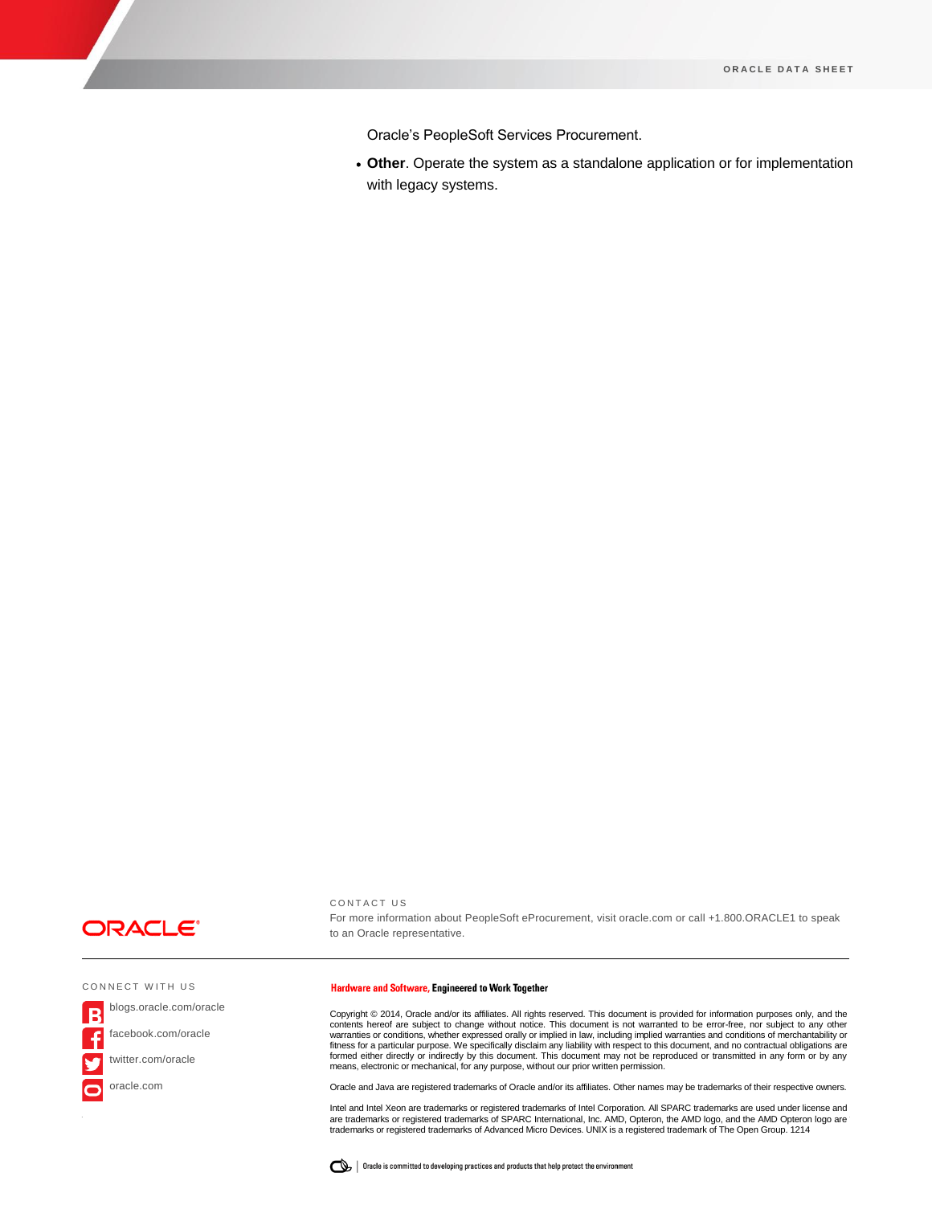Oracle's PeopleSoft Services Procurement.

- **Other**. Operate the system as a standalone application or for implementation with legacy systems.

CONTACT US

For more information about PeopleSoft eProcurement, visit oracle.com or call +1.800.ORACLE1 to speak to an Oracle representative.

CONNECT WITH US

blogs.oracle.com/oracle

facebook.com/oracle

twitter.com/oracle

oracle.com

**Hardware and Software, Engineered to Work Together**

Copyright © 2014, Oracle and/or its affiliates. All rights reserved. This document is provided for information purposes only, and the contents hereof are subject to change without notice. This document is not warranted to be error-free, nor subject to any other warranties or conditions, whether expressed orally or implied in law, including implied warranties and conditions of merchantability or fitness for a particular purpose. We specifically disclaim any liability with respect to this document, and no contractual obligations are formed either directly or indirectly by this document. This document may not be reproduced or transmitted in any form or by any means, electronic or mechanical, for any purpose, without our prior written permission.

Oracle and Java are registered trademarks of Oracle and/or its affiliates. Other names may be trademarks of their respective owners.

Intel and Intel Xeon are trademarks or registered trademarks of Intel Corporation. All SPARC trademarks are used under license and are trademarks or registered trademarks of SPARC International, Inc. AMD, Opteron, the AMD logo, and the AMD Opteron logo are trademarks or registered trademarks of Advanced Micro Devices. UNIX is a registered trademark of The Open Group. 1214

Oracle is committed to developing practices and products that help protect the environment